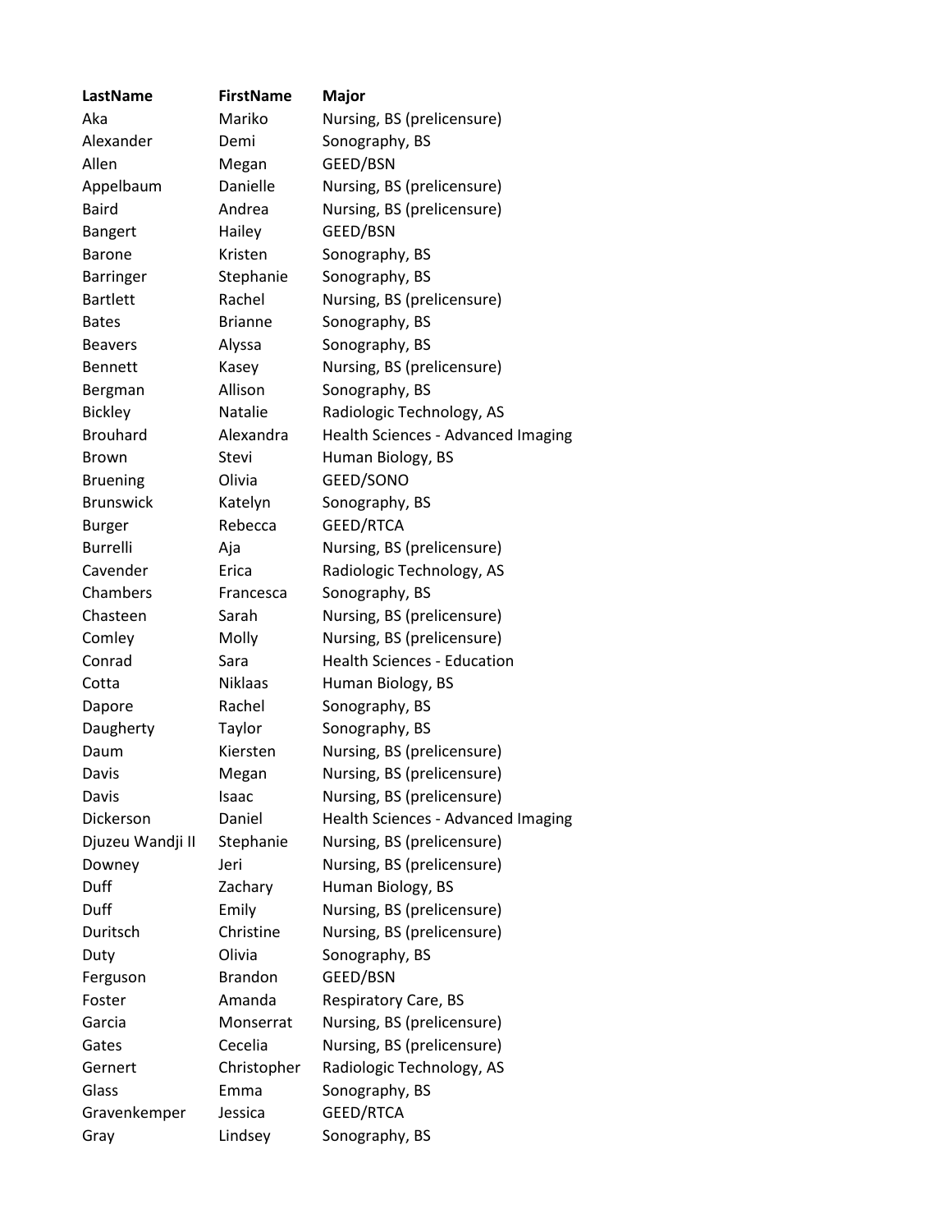| LastName | FirstName | Major |
|---|---|---|
| Aka | Mariko | Nursing, BS (prelicensure) |
| Alexander | Demi | Sonography, BS |
| Allen | Megan | GEED/BSN |
| Appelbaum | Danielle | Nursing, BS (prelicensure) |
| Baird | Andrea | Nursing, BS (prelicensure) |
| Bangert | Hailey | GEED/BSN |
| Barone | Kristen | Sonography, BS |
| Barringer | Stephanie | Sonography, BS |
| Bartlett | Rachel | Nursing, BS (prelicensure) |
| Bates | Brianne | Sonography, BS |
| Beavers | Alyssa | Sonography, BS |
| Bennett | Kasey | Nursing, BS (prelicensure) |
| Bergman | Allison | Sonography, BS |
| Bickley | Natalie | Radiologic Technology, AS |
| Brouhard | Alexandra | Health Sciences - Advanced Imaging |
| Brown | Stevi | Human Biology, BS |
| Bruening | Olivia | GEED/SONO |
| Brunswick | Katelyn | Sonography, BS |
| Burger | Rebecca | GEED/RTCA |
| Burrelli | Aja | Nursing, BS (prelicensure) |
| Cavender | Erica | Radiologic Technology, AS |
| Chambers | Francesca | Sonography, BS |
| Chasteen | Sarah | Nursing, BS (prelicensure) |
| Comley | Molly | Nursing, BS (prelicensure) |
| Conrad | Sara | Health Sciences - Education |
| Cotta | Niklaas | Human Biology, BS |
| Dapore | Rachel | Sonography, BS |
| Daugherty | Taylor | Sonography, BS |
| Daum | Kiersten | Nursing, BS (prelicensure) |
| Davis | Megan | Nursing, BS (prelicensure) |
| Davis | Isaac | Nursing, BS (prelicensure) |
| Dickerson | Daniel | Health Sciences - Advanced Imaging |
| Djuzeu Wandji II | Stephanie | Nursing, BS (prelicensure) |
| Downey | Jeri | Nursing, BS (prelicensure) |
| Duff | Zachary | Human Biology, BS |
| Duff | Emily | Nursing, BS (prelicensure) |
| Duritsch | Christine | Nursing, BS (prelicensure) |
| Duty | Olivia | Sonography, BS |
| Ferguson | Brandon | GEED/BSN |
| Foster | Amanda | Respiratory Care, BS |
| Garcia | Monserrat | Nursing, BS (prelicensure) |
| Gates | Cecelia | Nursing, BS (prelicensure) |
| Gernert | Christopher | Radiologic Technology, AS |
| Glass | Emma | Sonography, BS |
| Gravenkemper | Jessica | GEED/RTCA |
| Gray | Lindsey | Sonography, BS |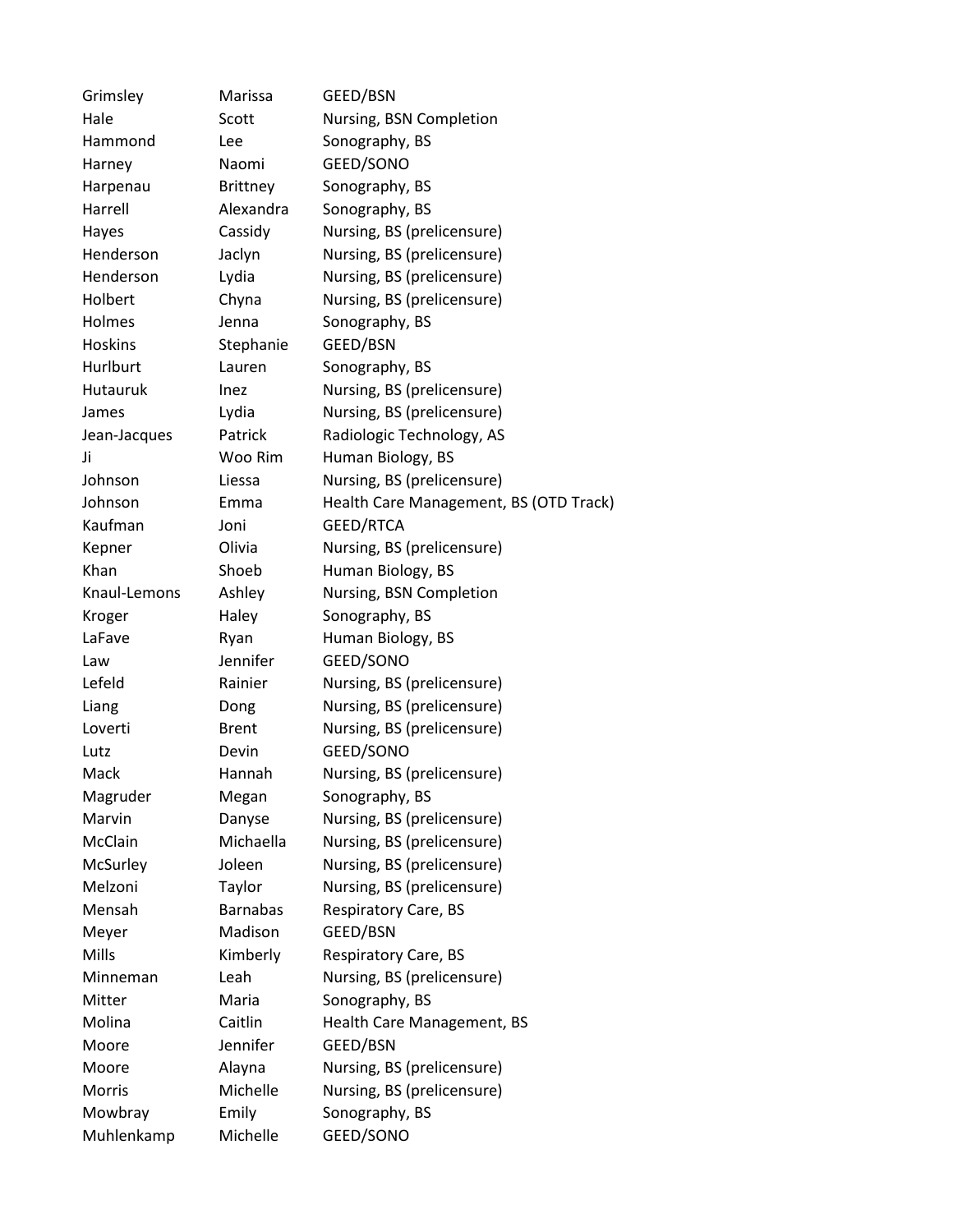| | | |
|---|---|---|
| Grimsley | Marissa | GEED/BSN |
| Hale | Scott | Nursing, BSN Completion |
| Hammond | Lee | Sonography, BS |
| Harney | Naomi | GEED/SONO |
| Harpenau | Brittney | Sonography, BS |
| Harrell | Alexandra | Sonography, BS |
| Hayes | Cassidy | Nursing, BS (prelicensure) |
| Henderson | Jaclyn | Nursing, BS (prelicensure) |
| Henderson | Lydia | Nursing, BS (prelicensure) |
| Holbert | Chyna | Nursing, BS (prelicensure) |
| Holmes | Jenna | Sonography, BS |
| Hoskins | Stephanie | GEED/BSN |
| Hurlburt | Lauren | Sonography, BS |
| Hutauruk | Inez | Nursing, BS (prelicensure) |
| James | Lydia | Nursing, BS (prelicensure) |
| Jean-Jacques | Patrick | Radiologic Technology, AS |
| Ji | Woo Rim | Human Biology, BS |
| Johnson | Liessa | Nursing, BS (prelicensure) |
| Johnson | Emma | Health Care Management, BS (OTD Track) |
| Kaufman | Joni | GEED/RTCA |
| Kepner | Olivia | Nursing, BS (prelicensure) |
| Khan | Shoeb | Human Biology, BS |
| Knaul-Lemons | Ashley | Nursing, BSN Completion |
| Kroger | Haley | Sonography, BS |
| LaFave | Ryan | Human Biology, BS |
| Law | Jennifer | GEED/SONO |
| Lefeld | Rainier | Nursing, BS (prelicensure) |
| Liang | Dong | Nursing, BS (prelicensure) |
| Loverti | Brent | Nursing, BS (prelicensure) |
| Lutz | Devin | GEED/SONO |
| Mack | Hannah | Nursing, BS (prelicensure) |
| Magruder | Megan | Sonography, BS |
| Marvin | Danyse | Nursing, BS (prelicensure) |
| McClain | Michaella | Nursing, BS (prelicensure) |
| McSurley | Joleen | Nursing, BS (prelicensure) |
| Melzoni | Taylor | Nursing, BS (prelicensure) |
| Mensah | Barnabas | Respiratory Care, BS |
| Meyer | Madison | GEED/BSN |
| Mills | Kimberly | Respiratory Care, BS |
| Minneman | Leah | Nursing, BS (prelicensure) |
| Mitter | Maria | Sonography, BS |
| Molina | Caitlin | Health Care Management, BS |
| Moore | Jennifer | GEED/BSN |
| Moore | Alayna | Nursing, BS (prelicensure) |
| Morris | Michelle | Nursing, BS (prelicensure) |
| Mowbray | Emily | Sonography, BS |
| Muhlenkamp | Michelle | GEED/SONO |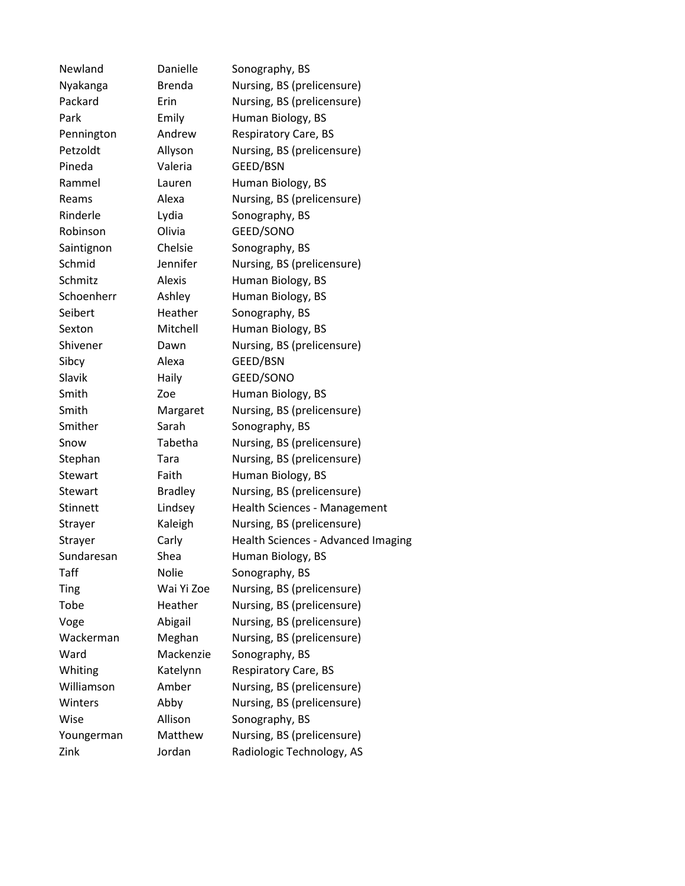| | | |
|---|---|---|
| Newland | Danielle | Sonography, BS |
| Nyakanga | Brenda | Nursing, BS (prelicensure) |
| Packard | Erin | Nursing, BS (prelicensure) |
| Park | Emily | Human Biology, BS |
| Pennington | Andrew | Respiratory Care, BS |
| Petzoldt | Allyson | Nursing, BS (prelicensure) |
| Pineda | Valeria | GEED/BSN |
| Rammel | Lauren | Human Biology, BS |
| Reams | Alexa | Nursing, BS (prelicensure) |
| Rinderle | Lydia | Sonography, BS |
| Robinson | Olivia | GEED/SONO |
| Saintignon | Chelsie | Sonography, BS |
| Schmid | Jennifer | Nursing, BS (prelicensure) |
| Schmitz | Alexis | Human Biology, BS |
| Schoenherr | Ashley | Human Biology, BS |
| Seibert | Heather | Sonography, BS |
| Sexton | Mitchell | Human Biology, BS |
| Shivener | Dawn | Nursing, BS (prelicensure) |
| Sibcy | Alexa | GEED/BSN |
| Slavik | Haily | GEED/SONO |
| Smith | Zoe | Human Biology, BS |
| Smith | Margaret | Nursing, BS (prelicensure) |
| Smither | Sarah | Sonography, BS |
| Snow | Tabetha | Nursing, BS (prelicensure) |
| Stephan | Tara | Nursing, BS (prelicensure) |
| Stewart | Faith | Human Biology, BS |
| Stewart | Bradley | Nursing, BS (prelicensure) |
| Stinnett | Lindsey | Health Sciences - Management |
| Strayer | Kaleigh | Nursing, BS (prelicensure) |
| Strayer | Carly | Health Sciences - Advanced Imaging |
| Sundaresan | Shea | Human Biology, BS |
| Taff | Nolie | Sonography, BS |
| Ting | Wai Yi Zoe | Nursing, BS (prelicensure) |
| Tobe | Heather | Nursing, BS (prelicensure) |
| Voge | Abigail | Nursing, BS (prelicensure) |
| Wackerman | Meghan | Nursing, BS (prelicensure) |
| Ward | Mackenzie | Sonography, BS |
| Whiting | Katelynn | Respiratory Care, BS |
| Williamson | Amber | Nursing, BS (prelicensure) |
| Winters | Abby | Nursing, BS (prelicensure) |
| Wise | Allison | Sonography, BS |
| Youngerman | Matthew | Nursing, BS (prelicensure) |
| Zink | Jordan | Radiologic Technology, AS |